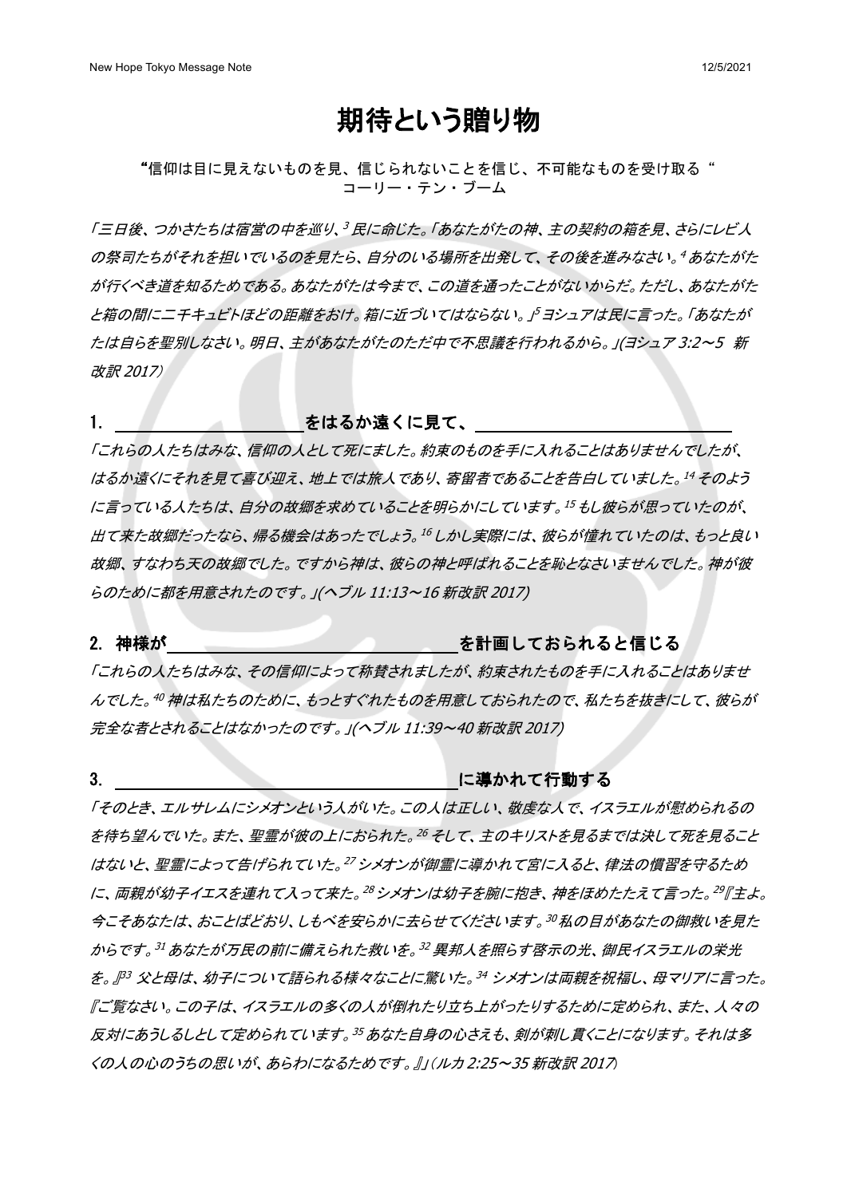# 期待という贈り物

**"**信仰は目に見えないものを見、信じられないことを信じ、不可能なものを受け取る"
コーリー・テン・ブーム

*「三日後、つかさたちは宿営の中を巡り、[3] 民に命じた。「あなたがたの神、主の契約の箱を見、さらにレビ人の祭司たちがそれを担いでいるのを見たら、自分のいる場所を出発して、その後を進みなさい。[4] あなたがたが行くべき道を知るためである。あなたがたは今まで、この道を通ったことがないからだ。ただし、あなたがたと箱の間に二千キュビトほどの距離をおけ。箱に近づいてはならない。」[5] ヨシュアは民に言った。「あなたがたは自らを聖別しなさい。明日、主があなたがたのただ中で不思議を行われるから。」(ヨシュア 3:2～5　新改訳 2017)*

## 1. ＿＿＿＿＿＿＿＿＿＿＿＿＿をはるか遠くに見て、＿＿＿＿＿＿＿＿＿＿＿＿＿＿＿＿＿＿

*「これらの人たちはみな、信仰の人として死にました。約束のものを手に入れることはありませんでしたが、はるか遠くにそれを見て喜び迎え、地上では旅人であり、寄留者であることを告白していました。[14] そのように言っている人たちは、自分の故郷を求めていることを明らかにしています。[15] もし彼らが思っていたのが、出て来た故郷だったなら、帰る機会はあったでしょう。[16] しかし実際には、彼らが憧れていたのは、もっと良い故郷、すなわち天の故郷でした。ですから神は、彼らの神と呼ばれることを恥となさいませんでした。神が彼らのために都を用意されたのです。」(ヘブル 11:13～16 新改訳 2017)*

## 2. 神様が＿＿＿＿＿＿＿＿＿＿＿＿＿＿＿＿＿＿＿＿を計画しておられると信じる

*「これらの人たちはみな、その信仰によって称賛されましたが、約束されたものを手に入れることはありませんでした。[40] 神は私たちのために、もっとすぐれたものを用意しておられたので、私たちを抜きにして、彼らが完全な者とされることはなかったのです。」(ヘブル 11:39～40 新改訳 2017)*

## 3. ＿＿＿＿＿＿＿＿＿＿＿＿＿＿＿＿＿＿＿＿＿＿＿＿＿＿に導かれて行動する

*「そのとき、エルサレムにシメオンという人がいた。この人は正しい、敬虔な人で、イスラエルが慰められるのを待ち望んでいた。また、聖霊が彼の上におられた。[26] そして、主のキリストを見るまでは決して死を見ることはないと、聖霊によって告げられていた。[27] シメオンが御霊に導かれて宮に入ると、律法の慣習を守るために、両親が幼子イエスを連れて入って来た。[28] シメオンは幼子を腕に抱き、神をほめたたえて言った。[29]『主よ。今こそあなたは、おことばどおり、しもべを安らかに去らせてくださいます。[30] 私の目があなたの御救いを見たからです。[31] あなたが万民の前に備えられた救いを。[32] 異邦人を照らす啓示の光、御民イスラエルの栄光を。』[33] 父と母は、幼子について語られる様々なことに驚いた。[34] シメオンは両親を祝福し、母マリアに言った。『ご覧なさい。この子は、イスラエルの多くの人が倒れたり立ち上がったりするために定められ、また、人々の反対にあうしるしとして定められています。[35] あなた自身の心さえも、剣が刺し貫くことになります。それは多くの人の心のうちの思いが、あらわになるためです。』」(ルカ 2:25～35 新改訳 2017)*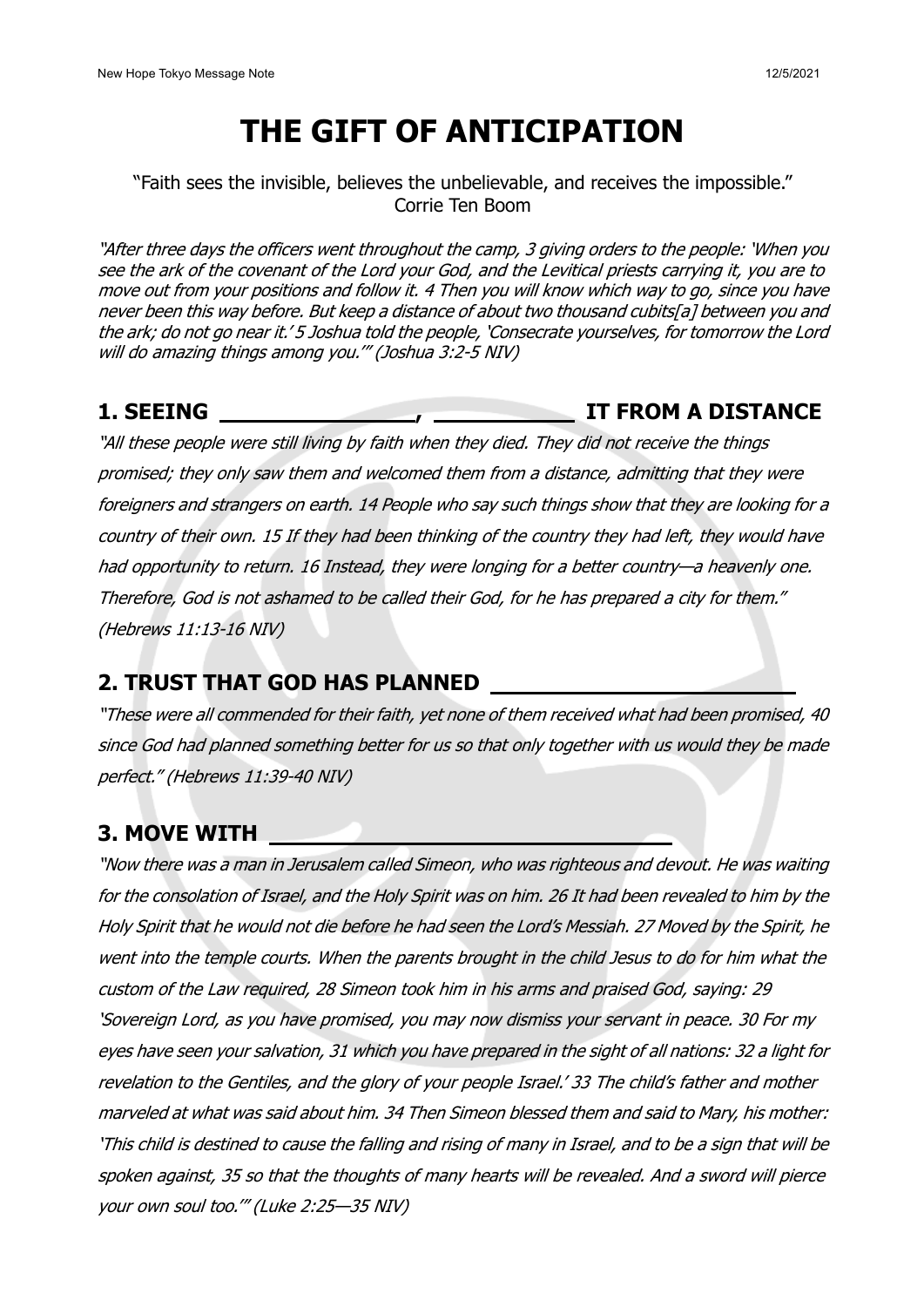# THE GIFT OF ANTICIPATION

"Faith sees the invisible, believes the unbelievable, and receives the impossible."
Corrie Ten Boom

*"After three days the officers went throughout the camp, 3 giving orders to the people: 'When you see the ark of the covenant of the Lord your God, and the Levitical priests carrying it, you are to move out from your positions and follow it. 4 Then you will know which way to go, since you have never been this way before. But keep a distance of about two thousand cubits[a] between you and the ark; do not go near it.' 5 Joshua told the people, 'Consecrate yourselves, for tomorrow the Lord will do amazing things among you.'" (Joshua 3:2-5 NIV)*

## 1. SEEING ______________, __________ IT FROM A DISTANCE

*"All these people were still living by faith when they died. They did not receive the things promised; they only saw them and welcomed them from a distance, admitting that they were foreigners and strangers on earth. 14 People who say such things show that they are looking for a country of their own. 15 If they had been thinking of the country they had left, they would have had opportunity to return. 16 Instead, they were longing for a better country—a heavenly one. Therefore, God is not ashamed to be called their God, for he has prepared a city for them." (Hebrews 11:13-16 NIV)*

## 2. TRUST THAT GOD HAS PLANNED ____________________

*"These were all commended for their faith, yet none of them received what had been promised, 40 since God had planned something better for us so that only together with us would they be made perfect." (Hebrews 11:39-40 NIV)*

## 3. MOVE WITH ____________________________

*"Now there was a man in Jerusalem called Simeon, who was righteous and devout. He was waiting for the consolation of Israel, and the Holy Spirit was on him. 26 It had been revealed to him by the Holy Spirit that he would not die before he had seen the Lord's Messiah. 27 Moved by the Spirit, he went into the temple courts. When the parents brought in the child Jesus to do for him what the custom of the Law required, 28 Simeon took him in his arms and praised God, saying: 29 'Sovereign Lord, as you have promised, you may now dismiss your servant in peace. 30 For my eyes have seen your salvation, 31 which you have prepared in the sight of all nations: 32 a light for revelation to the Gentiles, and the glory of your people Israel.' 33 The child's father and mother marveled at what was said about him. 34 Then Simeon blessed them and said to Mary, his mother: 'This child is destined to cause the falling and rising of many in Israel, and to be a sign that will be spoken against, 35 so that the thoughts of many hearts will be revealed. And a sword will pierce your own soul too.'" (Luke 2:25—35 NIV)*